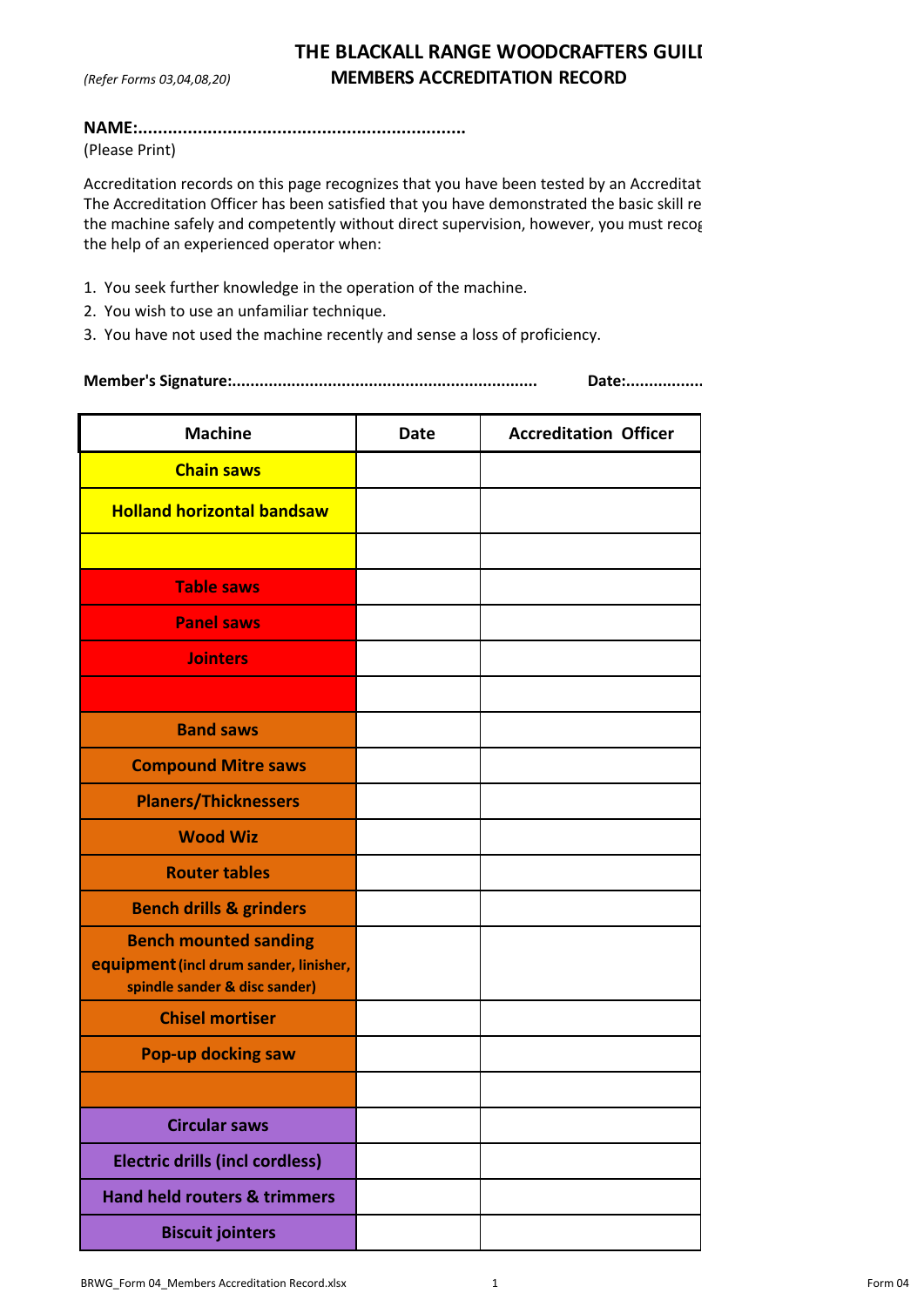# THE BLACKALL RANGE WOODCRAFTERS GUILI

*(Refer Forms 03,04,08,20)*

## MEMBERS ACCREDITATION RECORD

**NAME:.................................................................**

(Please Print)

Accreditation records on this page recognizes that you have been tested by an Accreditat
The Accreditation Officer has been satisfied that you have demonstrated the basic skill re
the machine safely and competently without direct supervision, however, you must recog
the help of an experienced operator when:

1. You seek further knowledge in the operation of the machine.
2. You wish to use an unfamiliar technique.
3. You have not used the machine recently and sense a loss of proficiency.

**Member's Signature:.................................................................** **Date:.................**

| Machine | Date | Accreditation Officer |
|---|---|---|
| Chain saws | | |
| Holland horizontal bandsaw | | |
| | | |
| Table saws | | |
| Panel saws | | |
| Jointers | | |
| | | |
| Band saws | | |
| Compound Mitre saws | | |
| Planers/Thicknessers | | |
| Wood Wiz | | |
| Router tables | | |
| Bench drills & grinders | | |
| Bench mounted sanding equipment (incl drum sander, linisher, spindle sander & disc sander) | | |
| Chisel mortiser | | |
| Pop-up docking saw | | |
| | | |
| Circular saws | | |
| Electric drills (incl cordless) | | |
| Hand held routers & trimmers | | |
| Biscuit jointers | | |

BRWG_Form 04_Members Accreditation Record.xlsx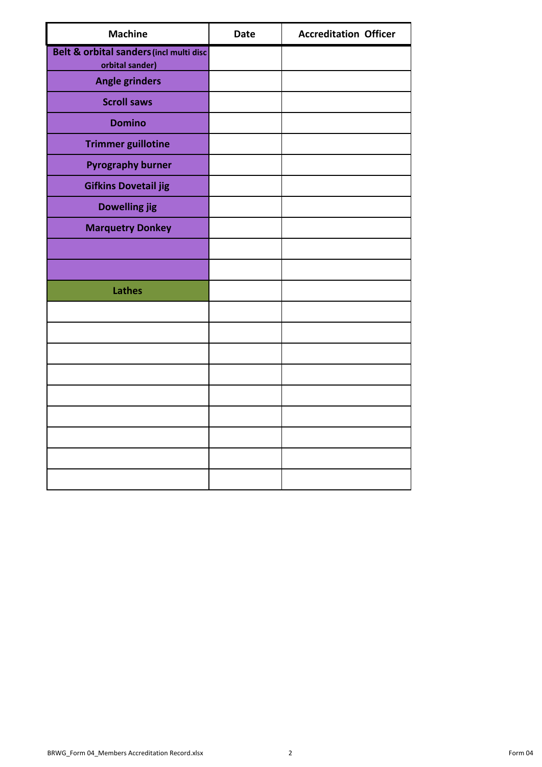| Machine | Date | Accreditation Officer |
|---|---|---|
| **Belt & orbital sanders (incl multi disc orbital sander)** | | |
| **Angle grinders** | | |
| **Scroll saws** | | |
| **Domino** | | |
| **Trimmer guillotine** | | |
| **Pyrography burner** | | |
| **Gifkins Dovetail jig** | | |
| **Dowelling jig** | | |
| **Marquetry Donkey** | | |
| | | |
| | | |
| **Lathes** | | |
| | | |
| | | |
| | | |
| | | |
| | | |
| | | |
| | | |
| | | |
| | | |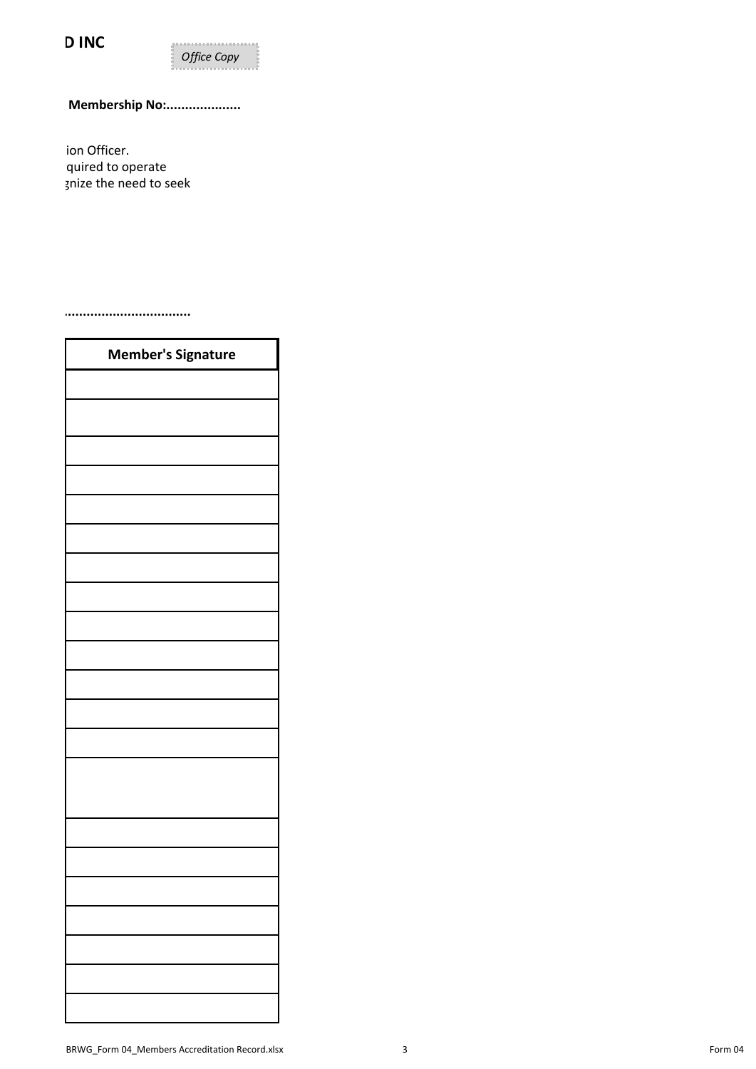**D INC**

*Office Copy*

**Membership No:....................**

ion Officer.
quired to operate
gnize the need to seek

.................................

| Member's Signature |
|---|
| |
| |
| |
| |
| |
| |
| |
| |
| |
| |
| |
| |
| |
| |
| |
| |
| |
| |
| |
| |
| |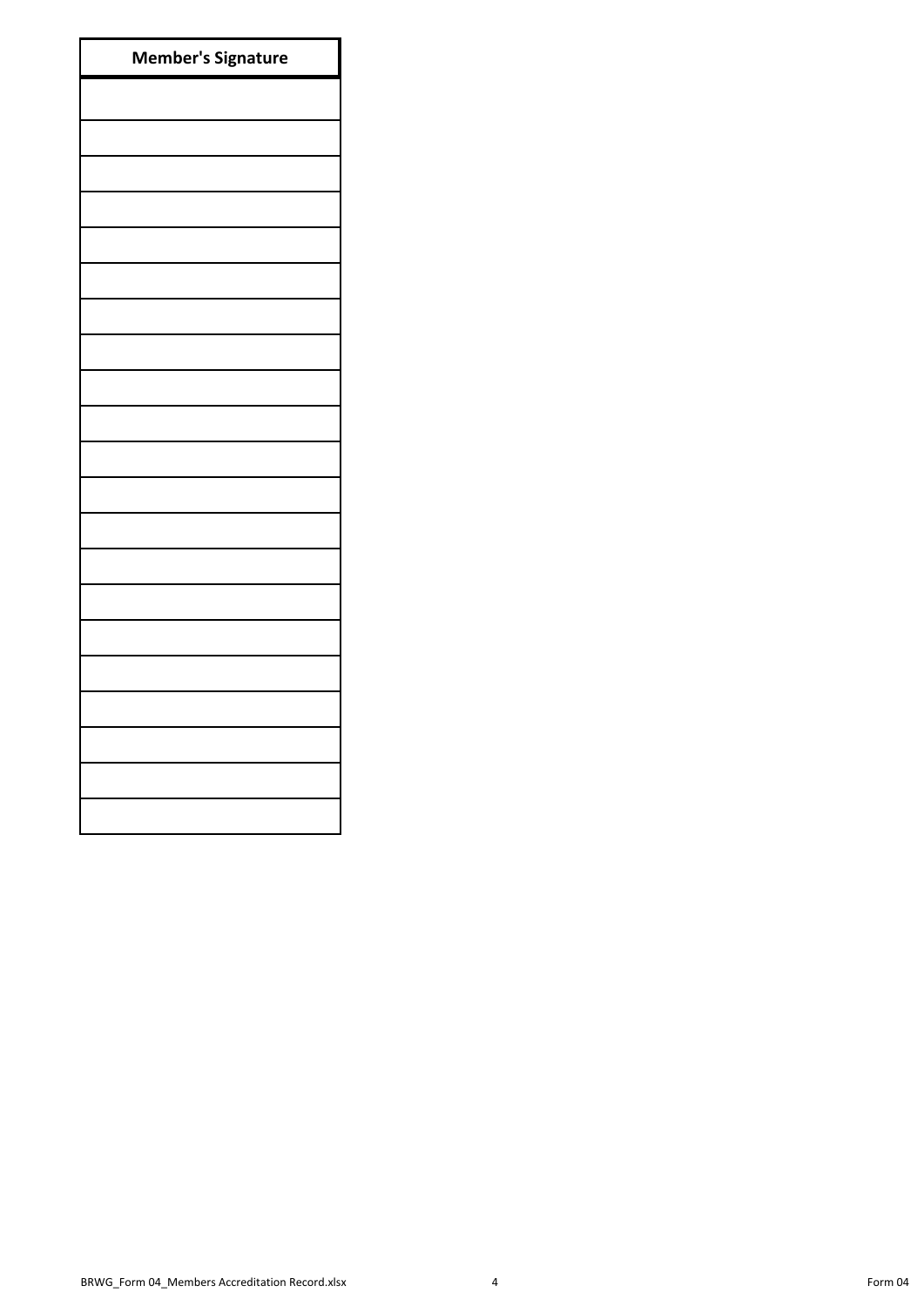| Member's Signature |
|---|
| |
| |
| |
| |
| |
| |
| |
| |
| |
| |
| |
| |
| |
| |
| |
| |
| |
| |
| |
| |
| |